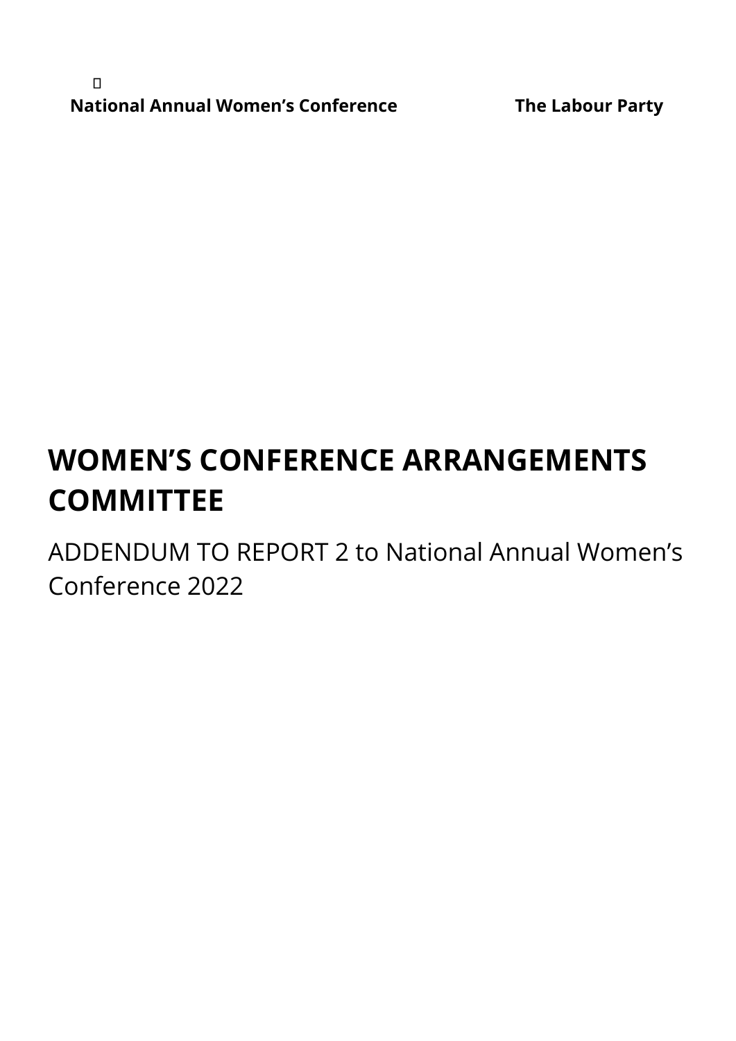**National Annual Women's Conference** **The Labour Party**

# WOMEN'S CONFERENCE ARRANGEMENTS COMMITTEE

ADDENDUM TO REPORT 2 to National Annual Women's Conference 2022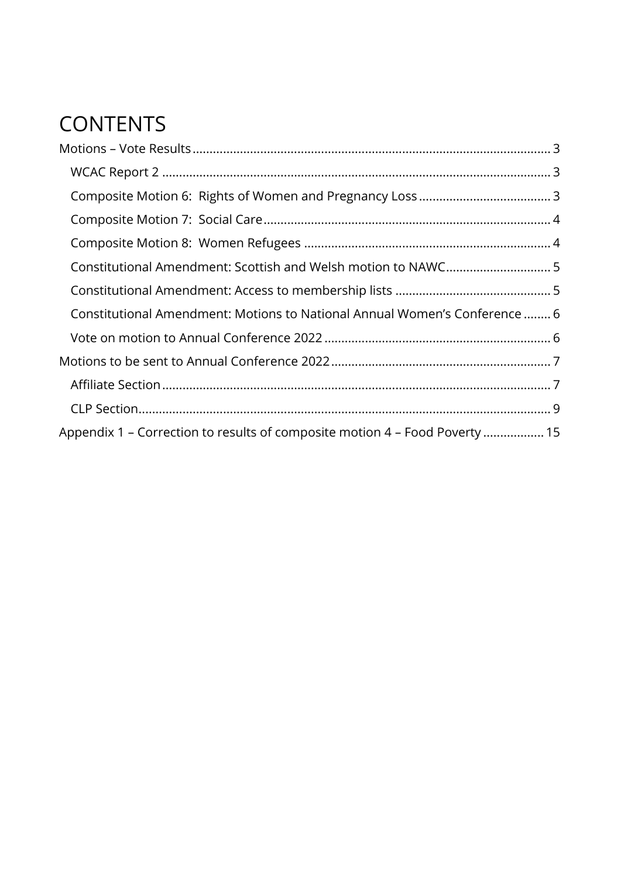# CONTENTS

- Motions – Vote Results ........ 3
  - WCAC Report 2 ........ 3
  - Composite Motion 6: Rights of Women and Pregnancy Loss ........ 3
  - Composite Motion 7: Social Care ........ 4
  - Composite Motion 8: Women Refugees ........ 4
  - Constitutional Amendment: Scottish and Welsh motion to NAWC ........ 5
  - Constitutional Amendment: Access to membership lists ........ 5
  - Constitutional Amendment: Motions to National Annual Women's Conference ........ 6
  - Vote on motion to Annual Conference 2022 ........ 6
- Motions to be sent to Annual Conference 2022 ........ 7
  - Affiliate Section ........ 7
  - CLP Section ........ 9
- Appendix 1 – Correction to results of composite motion 4 – Food Poverty ........ 15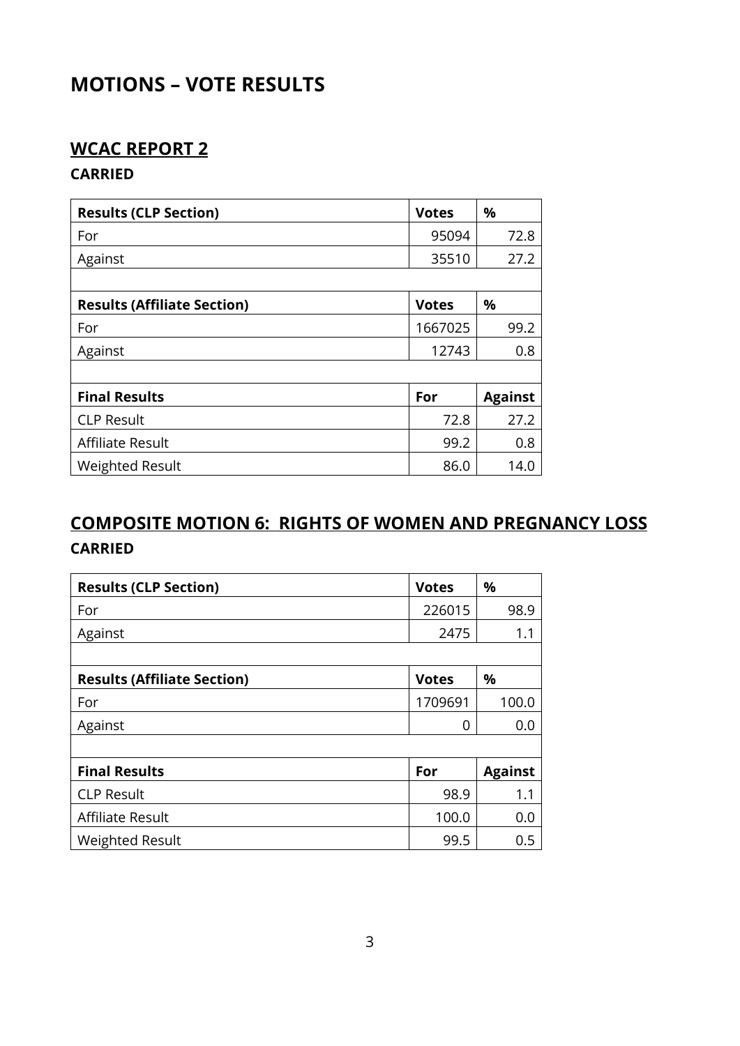# MOTIONS – VOTE RESULTS

## WCAC REPORT 2

**CARRIED**

| **Results (CLP Section)** | **Votes** | **%** |
|---|---|---|
| For | 95094 | 72.8 |
| Against | 35510 | 27.2 |
| | | |
| **Results (Affiliate Section)** | **Votes** | **%** |
| For | 1667025 | 99.2 |
| Against | 12743 | 0.8 |
| | | |
| **Final Results** | **For** | **Against** |
| CLP Result | 72.8 | 27.2 |
| Affiliate Result | 99.2 | 0.8 |
| Weighted Result | 86.0 | 14.0 |

## COMPOSITE MOTION 6: RIGHTS OF WOMEN AND PREGNANCY LOSS

**CARRIED**

| **Results (CLP Section)** | **Votes** | **%** |
|---|---|---|
| For | 226015 | 98.9 |
| Against | 2475 | 1.1 |
| | | |
| **Results (Affiliate Section)** | **Votes** | **%** |
| For | 1709691 | 100.0 |
| Against | 0 | 0.0 |
| | | |
| **Final Results** | **For** | **Against** |
| CLP Result | 98.9 | 1.1 |
| Affiliate Result | 100.0 | 0.0 |
| Weighted Result | 99.5 | 0.5 |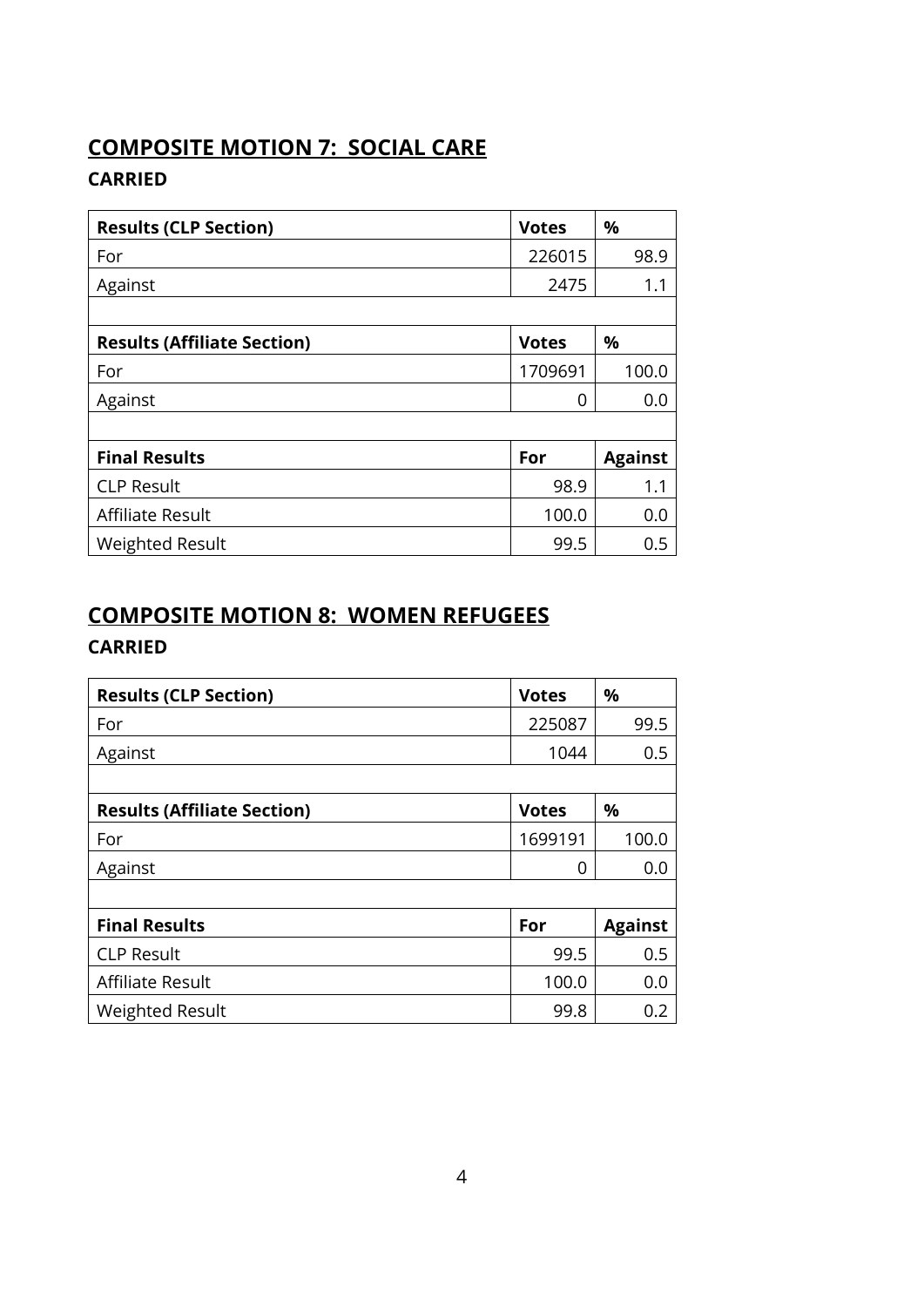## COMPOSITE MOTION 7: SOCIAL CARE

### CARRIED

| **Results (CLP Section)** | **Votes** | **%** |
|---|---|---|
| For | 226015 | 98.9 |
| Against | 2475 | 1.1 |
| | | |
| **Results (Affiliate Section)** | **Votes** | **%** |
| For | 1709691 | 100.0 |
| Against | 0 | 0.0 |
| | | |
| **Final Results** | **For** | **Against** |
| CLP Result | 98.9 | 1.1 |
| Affiliate Result | 100.0 | 0.0 |
| Weighted Result | 99.5 | 0.5 |

## COMPOSITE MOTION 8: WOMEN REFUGEES

### CARRIED

| **Results (CLP Section)** | **Votes** | **%** |
|---|---|---|
| For | 225087 | 99.5 |
| Against | 1044 | 0.5 |
| | | |
| **Results (Affiliate Section)** | **Votes** | **%** |
| For | 1699191 | 100.0 |
| Against | 0 | 0.0 |
| | | |
| **Final Results** | **For** | **Against** |
| CLP Result | 99.5 | 0.5 |
| Affiliate Result | 100.0 | 0.0 |
| Weighted Result | 99.8 | 0.2 |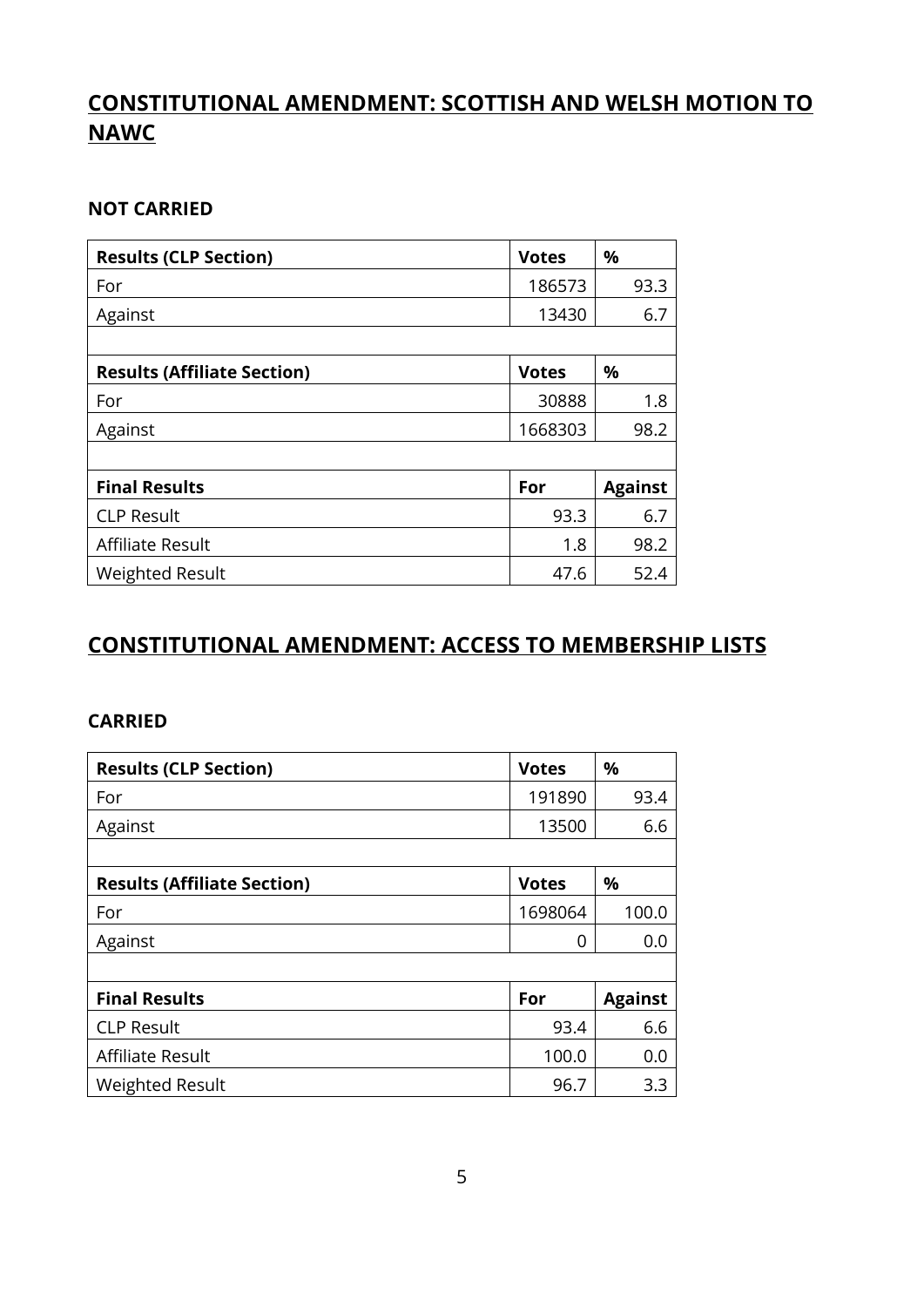## CONSTITUTIONAL AMENDMENT: SCOTTISH AND WELSH MOTION TO NAWC

**NOT CARRIED**

| **Results (CLP Section)** | **Votes** | **%** |
|---|---|---|
| For | 186573 | 93.3 |
| Against | 13430 | 6.7 |
| | | |
| **Results (Affiliate Section)** | **Votes** | **%** |
| For | 30888 | 1.8 |
| Against | 1668303 | 98.2 |
| | | |
| **Final Results** | **For** | **Against** |
| CLP Result | 93.3 | 6.7 |
| Affiliate Result | 1.8 | 98.2 |
| Weighted Result | 47.6 | 52.4 |

## CONSTITUTIONAL AMENDMENT: ACCESS TO MEMBERSHIP LISTS

**CARRIED**

| **Results (CLP Section)** | **Votes** | **%** |
|---|---|---|
| For | 191890 | 93.4 |
| Against | 13500 | 6.6 |
| | | |
| **Results (Affiliate Section)** | **Votes** | **%** |
| For | 1698064 | 100.0 |
| Against | 0 | 0.0 |
| | | |
| **Final Results** | **For** | **Against** |
| CLP Result | 93.4 | 6.6 |
| Affiliate Result | 100.0 | 0.0 |
| Weighted Result | 96.7 | 3.3 |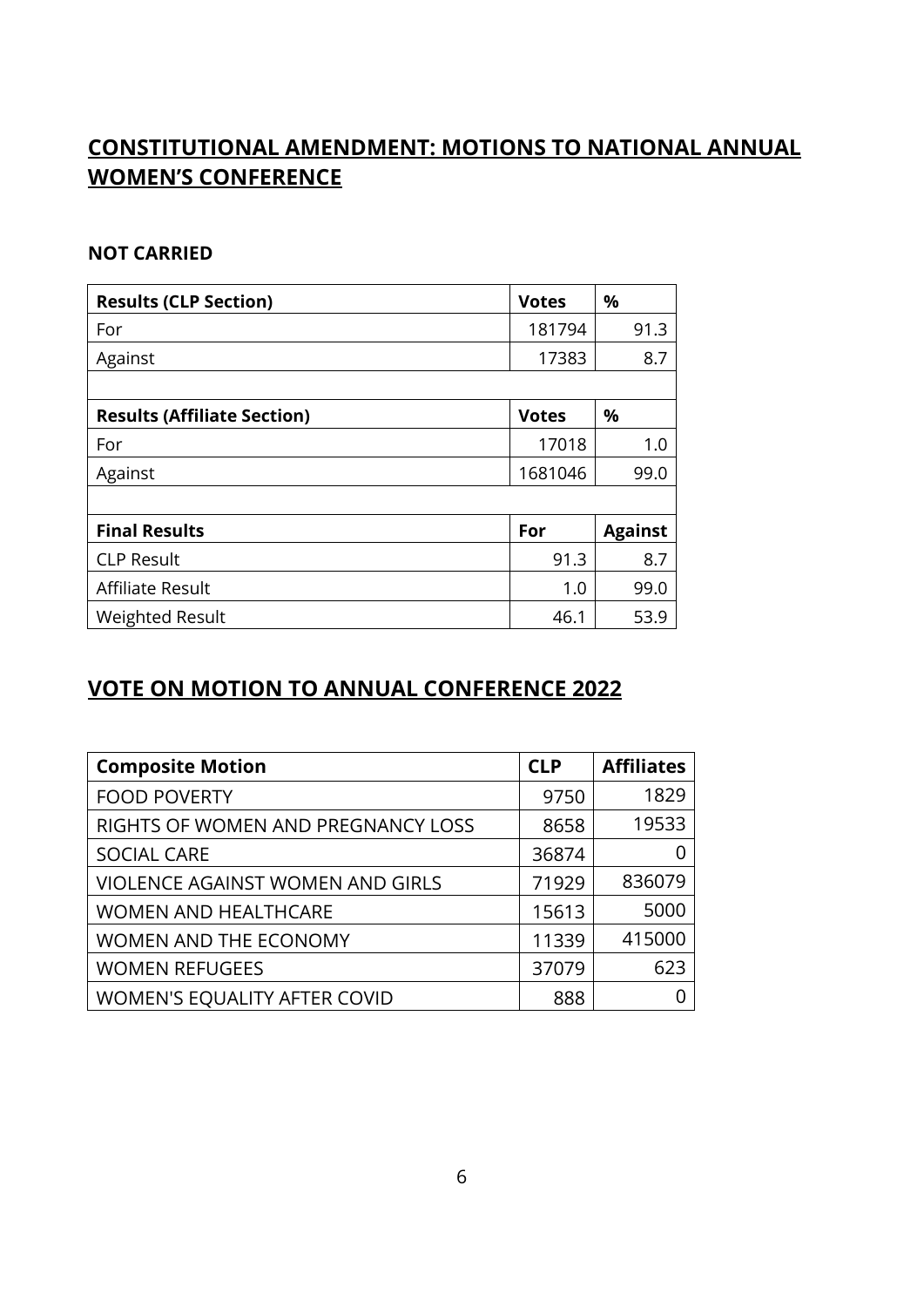## CONSTITUTIONAL AMENDMENT: MOTIONS TO NATIONAL ANNUAL WOMEN'S CONFERENCE

### NOT CARRIED

| Results (CLP Section) | Votes | % |
|---|---|---|
| For | 181794 | 91.3 |
| Against | 17383 | 8.7 |
| | | |
| **Results (Affiliate Section)** | **Votes** | **%** |
| For | 17018 | 1.0 |
| Against | 1681046 | 99.0 |
| | | |
| **Final Results** | **For** | **Against** |
| CLP Result | 91.3 | 8.7 |
| Affiliate Result | 1.0 | 99.0 |
| Weighted Result | 46.1 | 53.9 |

## VOTE ON MOTION TO ANNUAL CONFERENCE 2022

| Composite Motion | CLP | Affiliates |
|---|---|---|
| FOOD POVERTY | 9750 | 1829 |
| RIGHTS OF WOMEN AND PREGNANCY LOSS | 8658 | 19533 |
| SOCIAL CARE | 36874 | 0 |
| VIOLENCE AGAINST WOMEN AND GIRLS | 71929 | 836079 |
| WOMEN AND HEALTHCARE | 15613 | 5000 |
| WOMEN AND THE ECONOMY | 11339 | 415000 |
| WOMEN REFUGEES | 37079 | 623 |
| WOMEN'S EQUALITY AFTER COVID | 888 | 0 |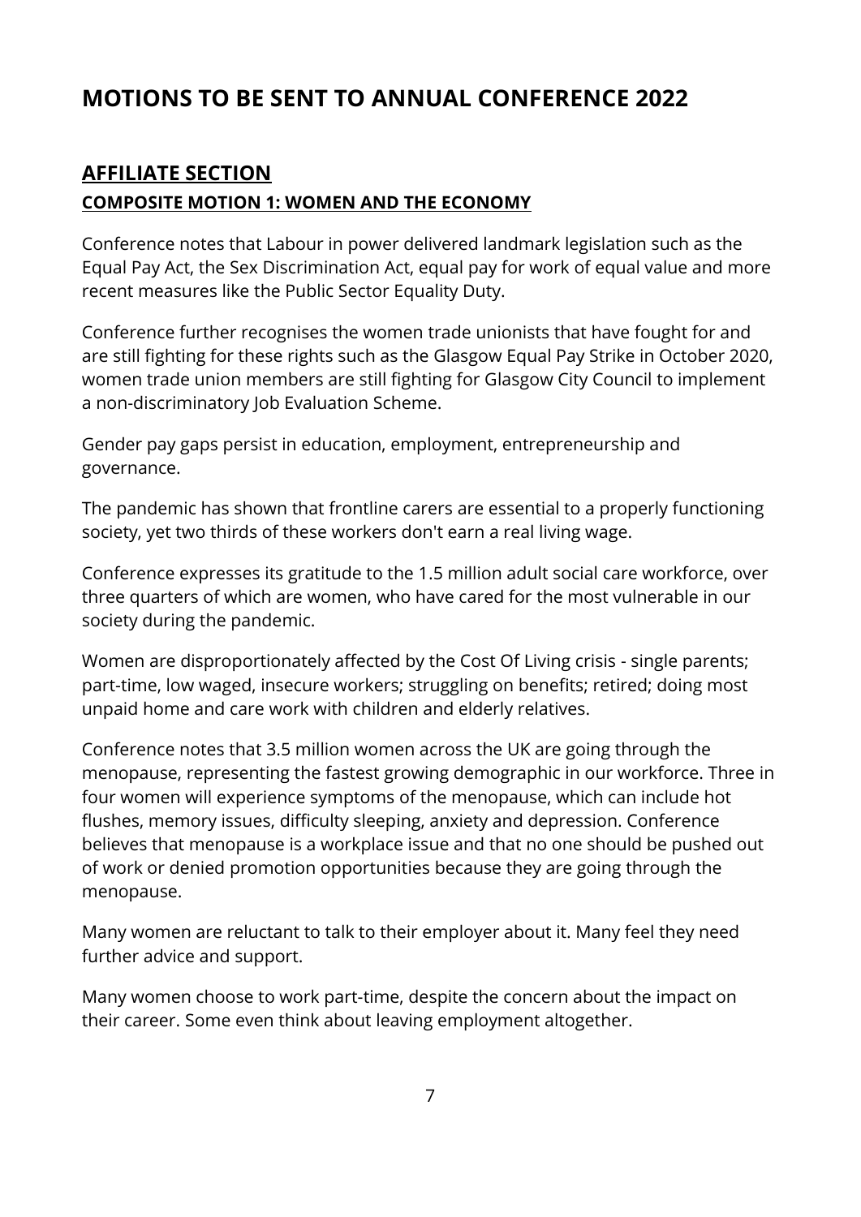# MOTIONS TO BE SENT TO ANNUAL CONFERENCE 2022

## AFFILIATE SECTION

### COMPOSITE MOTION 1: WOMEN AND THE ECONOMY

Conference notes that Labour in power delivered landmark legislation such as the Equal Pay Act, the Sex Discrimination Act, equal pay for work of equal value and more recent measures like the Public Sector Equality Duty.

Conference further recognises the women trade unionists that have fought for and are still fighting for these rights such as the Glasgow Equal Pay Strike in October 2020, women trade union members are still fighting for Glasgow City Council to implement a non-discriminatory Job Evaluation Scheme.

Gender pay gaps persist in education, employment, entrepreneurship and governance.

The pandemic has shown that frontline carers are essential to a properly functioning society, yet two thirds of these workers don't earn a real living wage.

Conference expresses its gratitude to the 1.5 million adult social care workforce, over three quarters of which are women, who have cared for the most vulnerable in our society during the pandemic.

Women are disproportionately affected by the Cost Of Living crisis - single parents; part-time, low waged, insecure workers; struggling on benefits; retired; doing most unpaid home and care work with children and elderly relatives.

Conference notes that 3.5 million women across the UK are going through the menopause, representing the fastest growing demographic in our workforce. Three in four women will experience symptoms of the menopause, which can include hot flushes, memory issues, difficulty sleeping, anxiety and depression. Conference believes that menopause is a workplace issue and that no one should be pushed out of work or denied promotion opportunities because they are going through the menopause.

Many women are reluctant to talk to their employer about it. Many feel they need further advice and support.

Many women choose to work part-time, despite the concern about the impact on their career. Some even think about leaving employment altogether.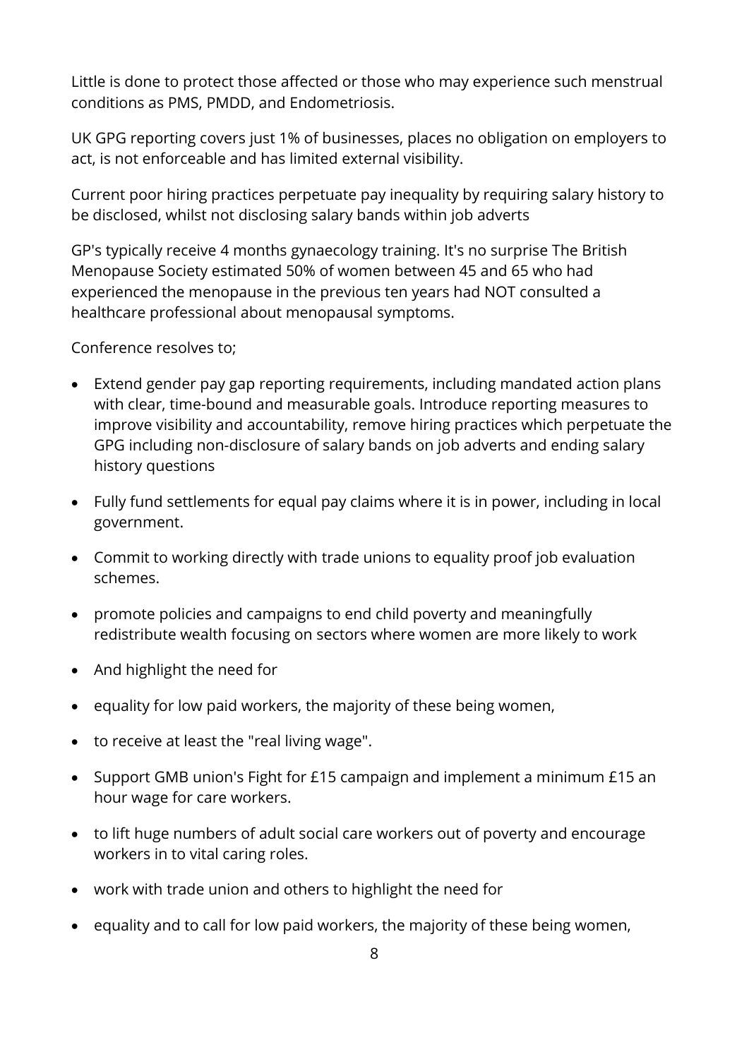Little is done to protect those affected or those who may experience such menstrual conditions as PMS, PMDD, and Endometriosis.

UK GPG reporting covers just 1% of businesses, places no obligation on employers to act, is not enforceable and has limited external visibility.

Current poor hiring practices perpetuate pay inequality by requiring salary history to be disclosed, whilst not disclosing salary bands within job adverts

GP's typically receive 4 months gynaecology training. It's no surprise The British Menopause Society estimated 50% of women between 45 and 65 who had experienced the menopause in the previous ten years had NOT consulted a healthcare professional about menopausal symptoms.

Conference resolves to;

- Extend gender pay gap reporting requirements, including mandated action plans with clear, time-bound and measurable goals. Introduce reporting measures to improve visibility and accountability, remove hiring practices which perpetuate the GPG including non-disclosure of salary bands on job adverts and ending salary history questions
- Fully fund settlements for equal pay claims where it is in power, including in local government.
- Commit to working directly with trade unions to equality proof job evaluation schemes.
- promote policies and campaigns to end child poverty and meaningfully redistribute wealth focusing on sectors where women are more likely to work
- And highlight the need for
- equality for low paid workers, the majority of these being women,
- to receive at least the "real living wage".
- Support GMB union's Fight for £15 campaign and implement a minimum £15 an hour wage for care workers.
- to lift huge numbers of adult social care workers out of poverty and encourage workers in to vital caring roles.
- work with trade union and others to highlight the need for
- equality and to call for low paid workers, the majority of these being women,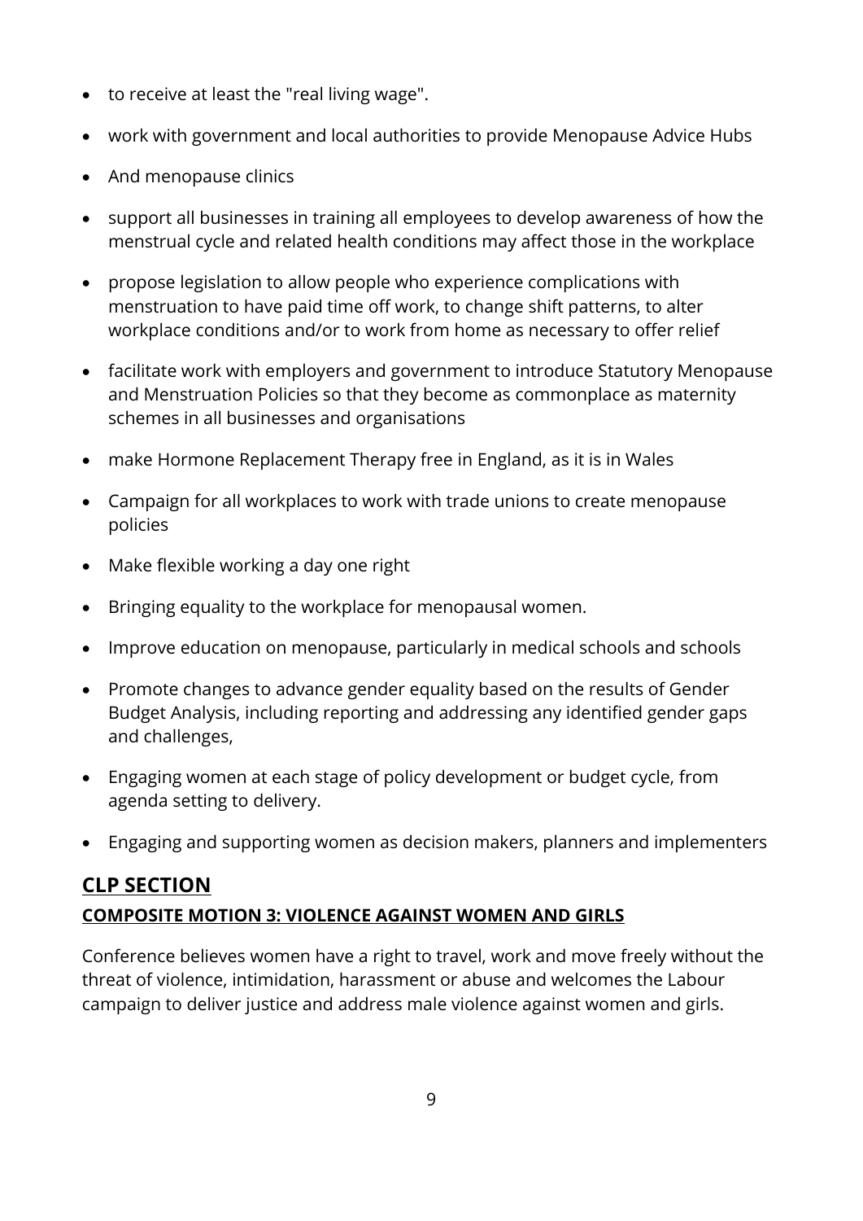- to receive at least the "real living wage".
- work with government and local authorities to provide Menopause Advice Hubs
- And menopause clinics
- support all businesses in training all employees to develop awareness of how the menstrual cycle and related health conditions may affect those in the workplace
- propose legislation to allow people who experience complications with menstruation to have paid time off work, to change shift patterns, to alter workplace conditions and/or to work from home as necessary to offer relief
- facilitate work with employers and government to introduce Statutory Menopause and Menstruation Policies so that they become as commonplace as maternity schemes in all businesses and organisations
- make Hormone Replacement Therapy free in England, as it is in Wales
- Campaign for all workplaces to work with trade unions to create menopause policies
- Make flexible working a day one right
- Bringing equality to the workplace for menopausal women.
- Improve education on menopause, particularly in medical schools and schools
- Promote changes to advance gender equality based on the results of Gender Budget Analysis, including reporting and addressing any identified gender gaps and challenges,
- Engaging women at each stage of policy development or budget cycle, from agenda setting to delivery.
- Engaging and supporting women as decision makers, planners and implementers

## CLP SECTION

### COMPOSITE MOTION 3: VIOLENCE AGAINST WOMEN AND GIRLS

Conference believes women have a right to travel, work and move freely without the threat of violence, intimidation, harassment or abuse and welcomes the Labour campaign to deliver justice and address male violence against women and girls.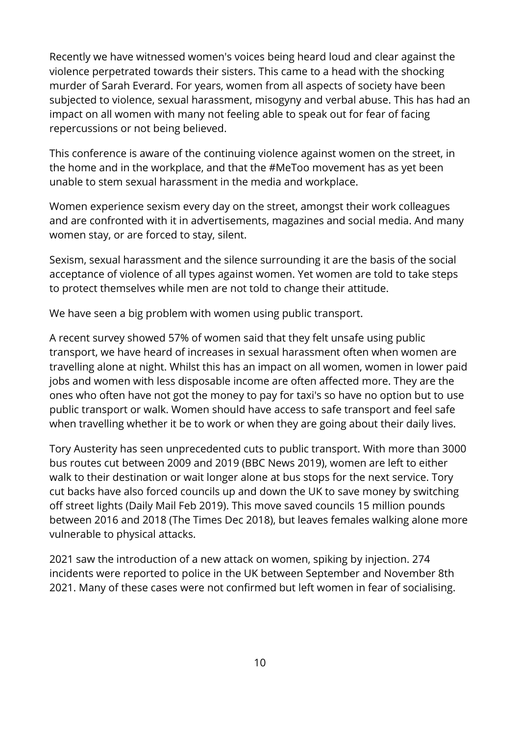Recently we have witnessed women's voices being heard loud and clear against the violence perpetrated towards their sisters. This came to a head with the shocking murder of Sarah Everard. For years, women from all aspects of society have been subjected to violence, sexual harassment, misogyny and verbal abuse. This has had an impact on all women with many not feeling able to speak out for fear of facing repercussions or not being believed.

This conference is aware of the continuing violence against women on the street, in the home and in the workplace, and that the #MeToo movement has as yet been unable to stem sexual harassment in the media and workplace.

Women experience sexism every day on the street, amongst their work colleagues and are confronted with it in advertisements, magazines and social media. And many women stay, or are forced to stay, silent.

Sexism, sexual harassment and the silence surrounding it are the basis of the social acceptance of violence of all types against women. Yet women are told to take steps to protect themselves while men are not told to change their attitude.

We have seen a big problem with women using public transport.

A recent survey showed 57% of women said that they felt unsafe using public transport, we have heard of increases in sexual harassment often when women are travelling alone at night. Whilst this has an impact on all women, women in lower paid jobs and women with less disposable income are often affected more. They are the ones who often have not got the money to pay for taxi's so have no option but to use public transport or walk. Women should have access to safe transport and feel safe when travelling whether it be to work or when they are going about their daily lives.

Tory Austerity has seen unprecedented cuts to public transport. With more than 3000 bus routes cut between 2009 and 2019 (BBC News 2019), women are left to either walk to their destination or wait longer alone at bus stops for the next service. Tory cut backs have also forced councils up and down the UK to save money by switching off street lights (Daily Mail Feb 2019). This move saved councils 15 million pounds between 2016 and 2018 (The Times Dec 2018), but leaves females walking alone more vulnerable to physical attacks.

2021 saw the introduction of a new attack on women, spiking by injection. 274 incidents were reported to police in the UK between September and November 8th 2021. Many of these cases were not confirmed but left women in fear of socialising.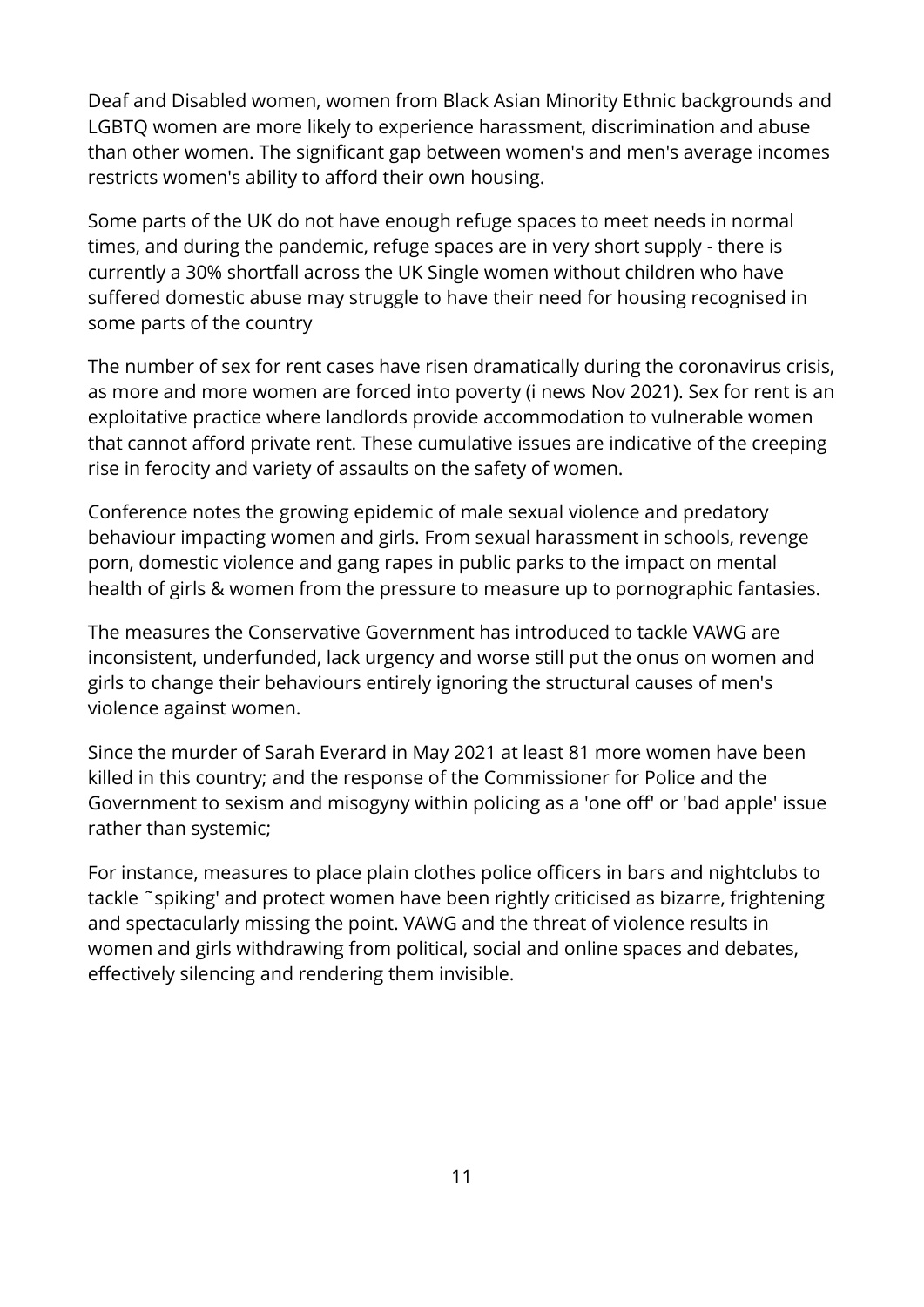Deaf and Disabled women, women from Black Asian Minority Ethnic backgrounds and LGBTQ women are more likely to experience harassment, discrimination and abuse than other women. The significant gap between women's and men's average incomes restricts women's ability to afford their own housing.

Some parts of the UK do not have enough refuge spaces to meet needs in normal times, and during the pandemic, refuge spaces are in very short supply - there is currently a 30% shortfall across the UK Single women without children who have suffered domestic abuse may struggle to have their need for housing recognised in some parts of the country

The number of sex for rent cases have risen dramatically during the coronavirus crisis, as more and more women are forced into poverty (i news Nov 2021). Sex for rent is an exploitative practice where landlords provide accommodation to vulnerable women that cannot afford private rent. These cumulative issues are indicative of the creeping rise in ferocity and variety of assaults on the safety of women.

Conference notes the growing epidemic of male sexual violence and predatory behaviour impacting women and girls. From sexual harassment in schools, revenge porn, domestic violence and gang rapes in public parks to the impact on mental health of girls & women from the pressure to measure up to pornographic fantasies.

The measures the Conservative Government has introduced to tackle VAWG are inconsistent, underfunded, lack urgency and worse still put the onus on women and girls to change their behaviours entirely ignoring the structural causes of men's violence against women.

Since the murder of Sarah Everard in May 2021 at least 81 more women have been killed in this country; and the response of the Commissioner for Police and the Government to sexism and misogyny within policing as a 'one off' or 'bad apple' issue rather than systemic;

For instance, measures to place plain clothes police officers in bars and nightclubs to tackle ˜spiking' and protect women have been rightly criticised as bizarre, frightening and spectacularly missing the point. VAWG and the threat of violence results in women and girls withdrawing from political, social and online spaces and debates, effectively silencing and rendering them invisible.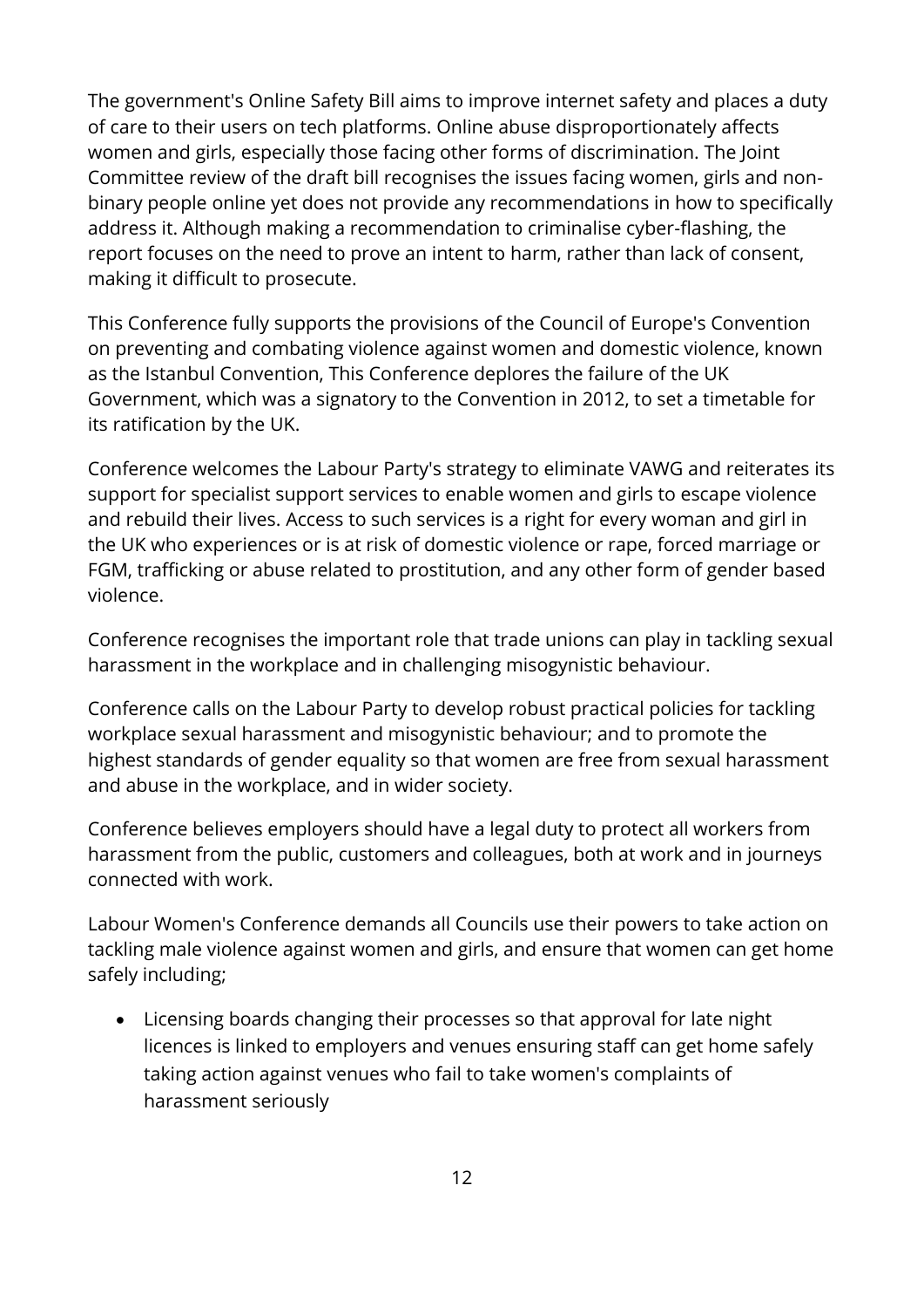The government's Online Safety Bill aims to improve internet safety and places a duty of care to their users on tech platforms. Online abuse disproportionately affects women and girls, especially those facing other forms of discrimination. The Joint Committee review of the draft bill recognises the issues facing women, girls and non-binary people online yet does not provide any recommendations in how to specifically address it. Although making a recommendation to criminalise cyber-flashing, the report focuses on the need to prove an intent to harm, rather than lack of consent, making it difficult to prosecute.

This Conference fully supports the provisions of the Council of Europe's Convention on preventing and combating violence against women and domestic violence, known as the Istanbul Convention, This Conference deplores the failure of the UK Government, which was a signatory to the Convention in 2012, to set a timetable for its ratification by the UK.

Conference welcomes the Labour Party's strategy to eliminate VAWG and reiterates its support for specialist support services to enable women and girls to escape violence and rebuild their lives. Access to such services is a right for every woman and girl in the UK who experiences or is at risk of domestic violence or rape, forced marriage or FGM, trafficking or abuse related to prostitution, and any other form of gender based violence.

Conference recognises the important role that trade unions can play in tackling sexual harassment in the workplace and in challenging misogynistic behaviour.

Conference calls on the Labour Party to develop robust practical policies for tackling workplace sexual harassment and misogynistic behaviour; and to promote the highest standards of gender equality so that women are free from sexual harassment and abuse in the workplace, and in wider society.

Conference believes employers should have a legal duty to protect all workers from harassment from the public, customers and colleagues, both at work and in journeys connected with work.

Labour Women's Conference demands all Councils use their powers to take action on tackling male violence against women and girls, and ensure that women can get home safely including;

- Licensing boards changing their processes so that approval for late night licences is linked to employers and venues ensuring staff can get home safely taking action against venues who fail to take women's complaints of harassment seriously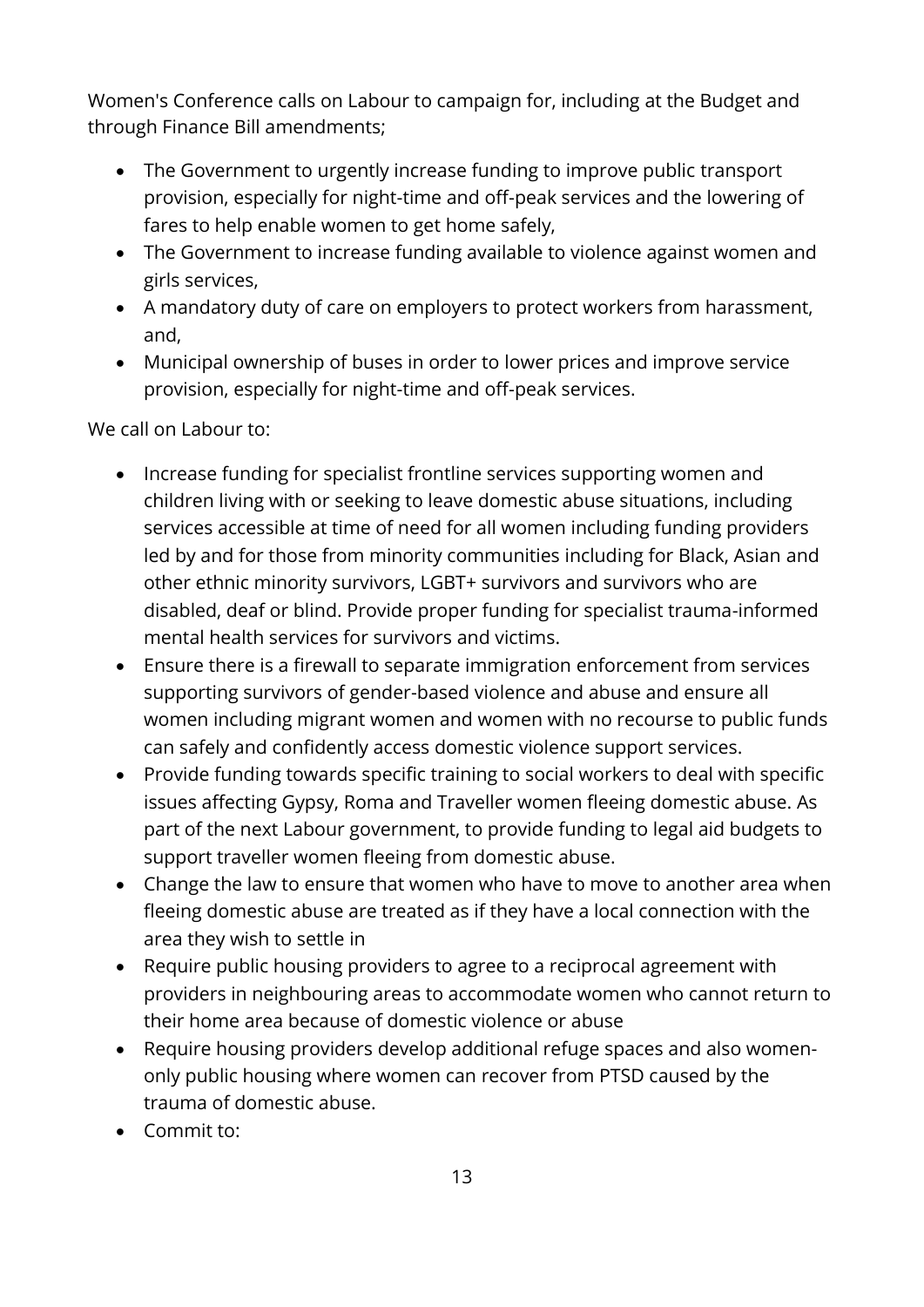Women's Conference calls on Labour to campaign for, including at the Budget and through Finance Bill amendments;

- The Government to urgently increase funding to improve public transport provision, especially for night-time and off-peak services and the lowering of fares to help enable women to get home safely,
- The Government to increase funding available to violence against women and girls services,
- A mandatory duty of care on employers to protect workers from harassment, and,
- Municipal ownership of buses in order to lower prices and improve service provision, especially for night-time and off-peak services.

We call on Labour to:

- Increase funding for specialist frontline services supporting women and children living with or seeking to leave domestic abuse situations, including services accessible at time of need for all women including funding providers led by and for those from minority communities including for Black, Asian and other ethnic minority survivors, LGBT+ survivors and survivors who are disabled, deaf or blind. Provide proper funding for specialist trauma-informed mental health services for survivors and victims.
- Ensure there is a firewall to separate immigration enforcement from services supporting survivors of gender-based violence and abuse and ensure all women including migrant women and women with no recourse to public funds can safely and confidently access domestic violence support services.
- Provide funding towards specific training to social workers to deal with specific issues affecting Gypsy, Roma and Traveller women fleeing domestic abuse. As part of the next Labour government, to provide funding to legal aid budgets to support traveller women fleeing from domestic abuse.
- Change the law to ensure that women who have to move to another area when fleeing domestic abuse are treated as if they have a local connection with the area they wish to settle in
- Require public housing providers to agree to a reciprocal agreement with providers in neighbouring areas to accommodate women who cannot return to their home area because of domestic violence or abuse
- Require housing providers develop additional refuge spaces and also women-only public housing where women can recover from PTSD caused by the trauma of domestic abuse.
- Commit to: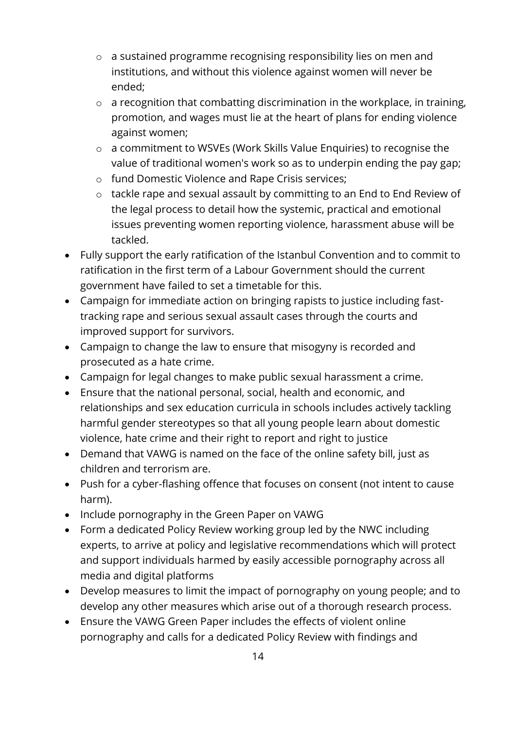- a sustained programme recognising responsibility lies on men and institutions, and without this violence against women will never be ended;
  - a recognition that combatting discrimination in the workplace, in training, promotion, and wages must lie at the heart of plans for ending violence against women;
  - a commitment to WSVEs (Work Skills Value Enquiries) to recognise the value of traditional women's work so as to underpin ending the pay gap;
  - fund Domestic Violence and Rape Crisis services;
  - tackle rape and sexual assault by committing to an End to End Review of the legal process to detail how the systemic, practical and emotional issues preventing women reporting violence, harassment abuse will be tackled.
- Fully support the early ratification of the Istanbul Convention and to commit to ratification in the first term of a Labour Government should the current government have failed to set a timetable for this.
- Campaign for immediate action on bringing rapists to justice including fast-tracking rape and serious sexual assault cases through the courts and improved support for survivors.
- Campaign to change the law to ensure that misogyny is recorded and prosecuted as a hate crime.
- Campaign for legal changes to make public sexual harassment a crime.
- Ensure that the national personal, social, health and economic, and relationships and sex education curricula in schools includes actively tackling harmful gender stereotypes so that all young people learn about domestic violence, hate crime and their right to report and right to justice
- Demand that VAWG is named on the face of the online safety bill, just as children and terrorism are.
- Push for a cyber-flashing offence that focuses on consent (not intent to cause harm).
- Include pornography in the Green Paper on VAWG
- Form a dedicated Policy Review working group led by the NWC including experts, to arrive at policy and legislative recommendations which will protect and support individuals harmed by easily accessible pornography across all media and digital platforms
- Develop measures to limit the impact of pornography on young people; and to develop any other measures which arise out of a thorough research process.
- Ensure the VAWG Green Paper includes the effects of violent online pornography and calls for a dedicated Policy Review with findings and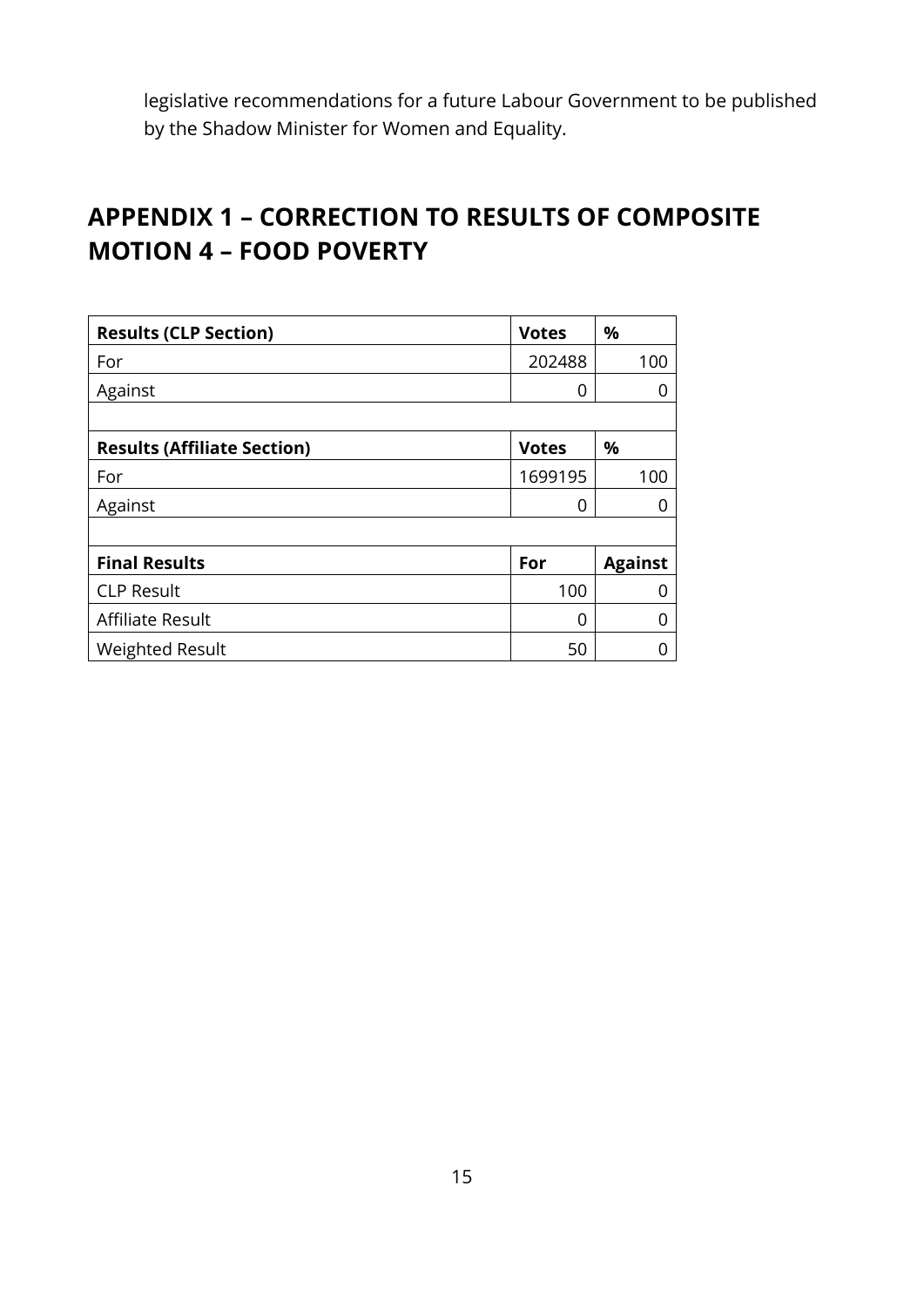legislative recommendations for a future Labour Government to be published by the Shadow Minister for Women and Equality.

## APPENDIX 1 – CORRECTION TO RESULTS OF COMPOSITE MOTION 4 – FOOD POVERTY

| **Results (CLP Section)** | **Votes** | **%** |
| --- | --- | --- |
| For | 202488 | 100 |
| Against | 0 | 0 |
| | | |
| **Results (Affiliate Section)** | **Votes** | **%** |
| For | 1699195 | 100 |
| Against | 0 | 0 |
| | | |
| **Final Results** | **For** | **Against** |
| CLP Result | 100 | 0 |
| Affiliate Result | 0 | 0 |
| Weighted Result | 50 | 0 |